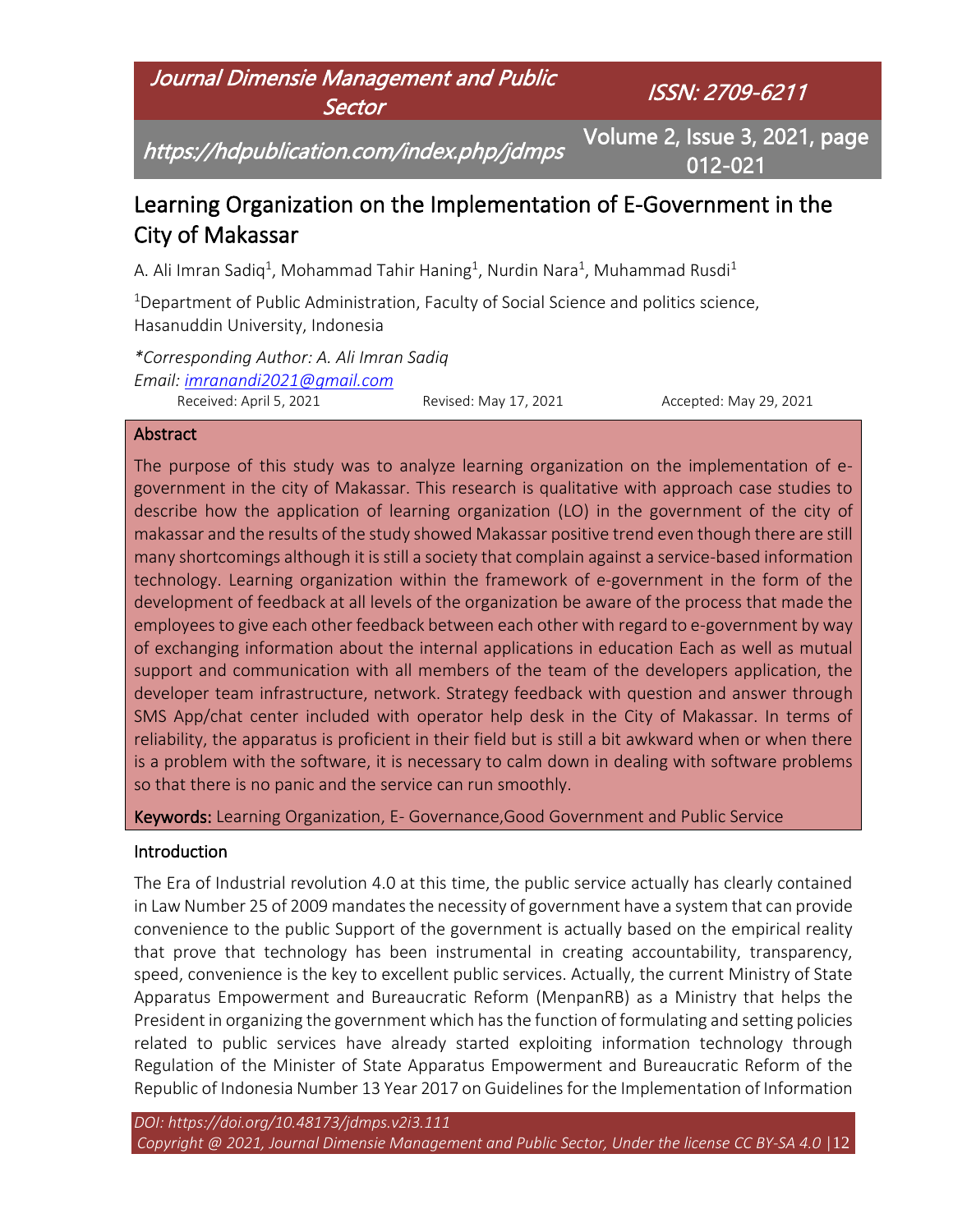# Learning Organization on the Implementation of E-Government in the City of Makassar

A. Ali Imran Sadiq[1], Mohammad Tahir Haning[1], Nurdin Nara[1], Muhammad Rusdi[1]

[1]Department of Public Administration, Faculty of Social Science and politics science, Hasanuddin University, Indonesia

*\*Corresponding Author: A. Ali Imran Sadiq*
*Email: imranandi2021@gmail.com*

Received: April 5, 2021 Revised: May 17, 2021 Accepted: May 29, 2021

## Abstract

The purpose of this study was to analyze learning organization on the implementation of e-government in the city of Makassar. This research is qualitative with approach case studies to describe how the application of learning organization (LO) in the government of the city of makassar and the results of the study showed Makassar positive trend even though there are still many shortcomings although it is still a society that complain against a service-based information technology. Learning organization within the framework of e-government in the form of the development of feedback at all levels of the organization be aware of the process that made the employees to give each other feedback between each other with regard to e-government by way of exchanging information about the internal applications in education Each as well as mutual support and communication with all members of the team of the developers application, the developer team infrastructure, network. Strategy feedback with question and answer through SMS App/chat center included with operator help desk in the City of Makassar. In terms of reliability, the apparatus is proficient in their field but is still a bit awkward when or when there is a problem with the software, it is necessary to calm down in dealing with software problems so that there is no panic and the service can run smoothly.

**Keywords:** Learning Organization, E- Governance,Good Government and Public Service

## Introduction

The Era of Industrial revolution 4.0 at this time, the public service actually has clearly contained in Law Number 25 of 2009 mandates the necessity of government have a system that can provide convenience to the public Support of the government is actually based on the empirical reality that prove that technology has been instrumental in creating accountability, transparency, speed, convenience is the key to excellent public services. Actually, the current Ministry of State Apparatus Empowerment and Bureaucratic Reform (MenpanRB) as a Ministry that helps the President in organizing the government which has the function of formulating and setting policies related to public services have already started exploiting information technology through Regulation of the Minister of State Apparatus Empowerment and Bureaucratic Reform of the Republic of Indonesia Number 13 Year 2017 on Guidelines for the Implementation of Information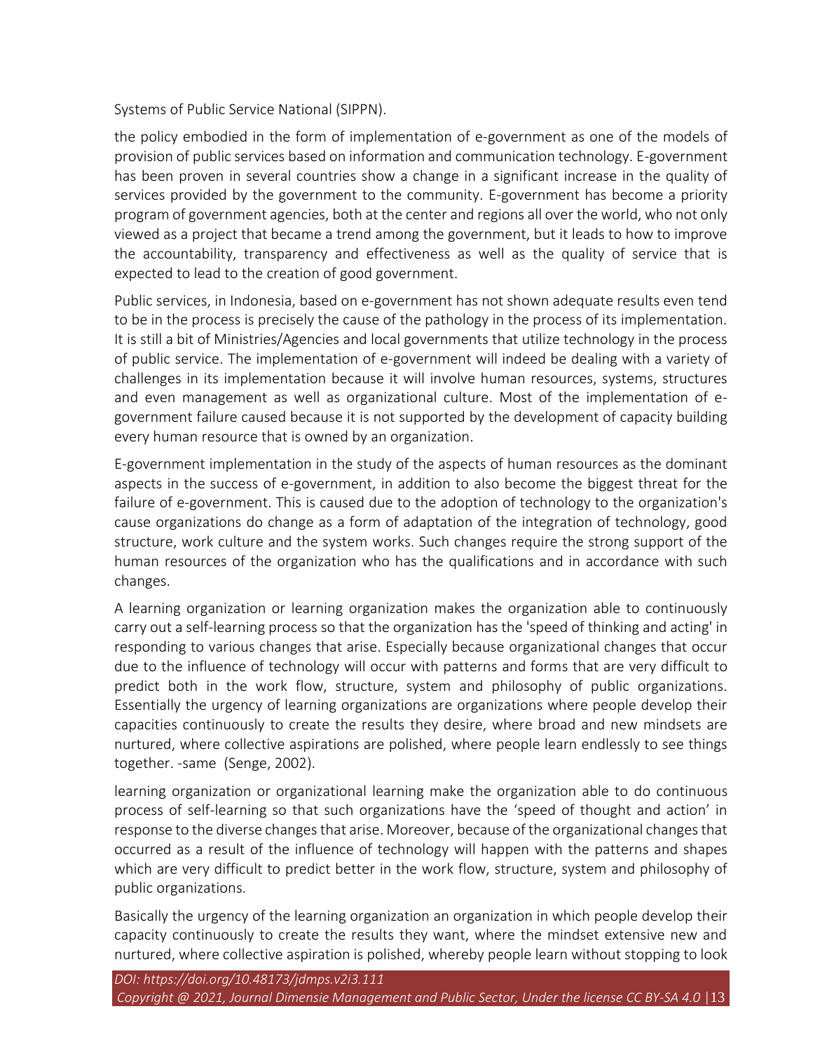Systems of Public Service National (SIPPN).

the policy embodied in the form of implementation of e-government as one of the models of provision of public services based on information and communication technology. E-government has been proven in several countries show a change in a significant increase in the quality of services provided by the government to the community. E-government has become a priority program of government agencies, both at the center and regions all over the world, who not only viewed as a project that became a trend among the government, but it leads to how to improve the accountability, transparency and effectiveness as well as the quality of service that is expected to lead to the creation of good government.

Public services, in Indonesia, based on e-government has not shown adequate results even tend to be in the process is precisely the cause of the pathology in the process of its implementation. It is still a bit of Ministries/Agencies and local governments that utilize technology in the process of public service. The implementation of e-government will indeed be dealing with a variety of challenges in its implementation because it will involve human resources, systems, structures and even management as well as organizational culture. Most of the implementation of e-government failure caused because it is not supported by the development of capacity building every human resource that is owned by an organization.

E-government implementation in the study of the aspects of human resources as the dominant aspects in the success of e-government, in addition to also become the biggest threat for the failure of e-government. This is caused due to the adoption of technology to the organization's cause organizations do change as a form of adaptation of the integration of technology, good structure, work culture and the system works. Such changes require the strong support of the human resources of the organization who has the qualifications and in accordance with such changes.

A learning organization or learning organization makes the organization able to continuously carry out a self-learning process so that the organization has the 'speed of thinking and acting' in responding to various changes that arise. Especially because organizational changes that occur due to the influence of technology will occur with patterns and forms that are very difficult to predict both in the work flow, structure, system and philosophy of public organizations. Essentially the urgency of learning organizations are organizations where people develop their capacities continuously to create the results they desire, where broad and new mindsets are nurtured, where collective aspirations are polished, where people learn endlessly to see things together. -same (Senge, 2002).

learning organization or organizational learning make the organization able to do continuous process of self-learning so that such organizations have the 'speed of thought and action' in response to the diverse changes that arise. Moreover, because of the organizational changes that occurred as a result of the influence of technology will happen with the patterns and shapes which are very difficult to predict better in the work flow, structure, system and philosophy of public organizations.

Basically the urgency of the learning organization an organization in which people develop their capacity continuously to create the results they want, where the mindset extensive new and nurtured, where collective aspiration is polished, whereby people learn without stopping to look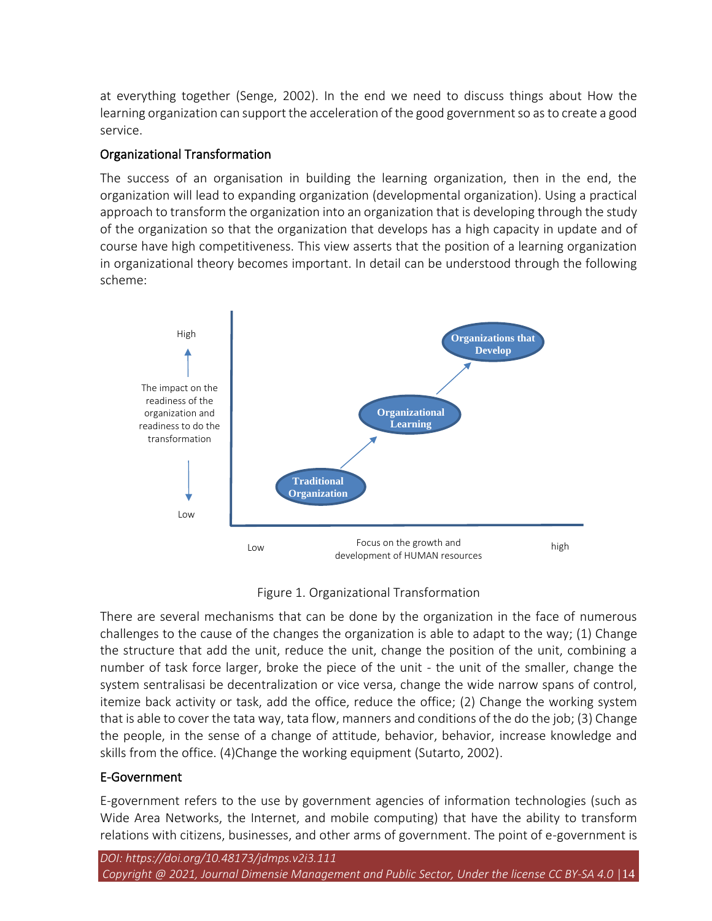at everything together (Senge, 2002). In the end we need to discuss things about How the learning organization can support the acceleration of the good government so as to create a good service.

## Organizational Transformation

The success of an organisation in building the learning organization, then in the end, the organization will lead to expanding organization (developmental organization). Using a practical approach to transform the organization into an organization that is developing through the study of the organization so that the organization that develops has a high capacity in update and of course have high competitiveness. This view asserts that the position of a learning organization in organizational theory becomes important. In detail can be understood through the following scheme:

Figure 1. Organizational Transformation

There are several mechanisms that can be done by the organization in the face of numerous challenges to the cause of the changes the organization is able to adapt to the way; (1) Change the structure that add the unit, reduce the unit, change the position of the unit, combining a number of task force larger, broke the piece of the unit - the unit of the smaller, change the system sentralisasi be decentralization or vice versa, change the wide narrow spans of control, itemize back activity or task, add the office, reduce the office; (2) Change the working system that is able to cover the tata way, tata flow, manners and conditions of the do the job; (3) Change the people, in the sense of a change of attitude, behavior, behavior, increase knowledge and skills from the office. (4)Change the working equipment (Sutarto, 2002).

## E-Government

E-government refers to the use by government agencies of information technologies (such as Wide Area Networks, the Internet, and mobile computing) that have the ability to transform relations with citizens, businesses, and other arms of government. The point of e-government is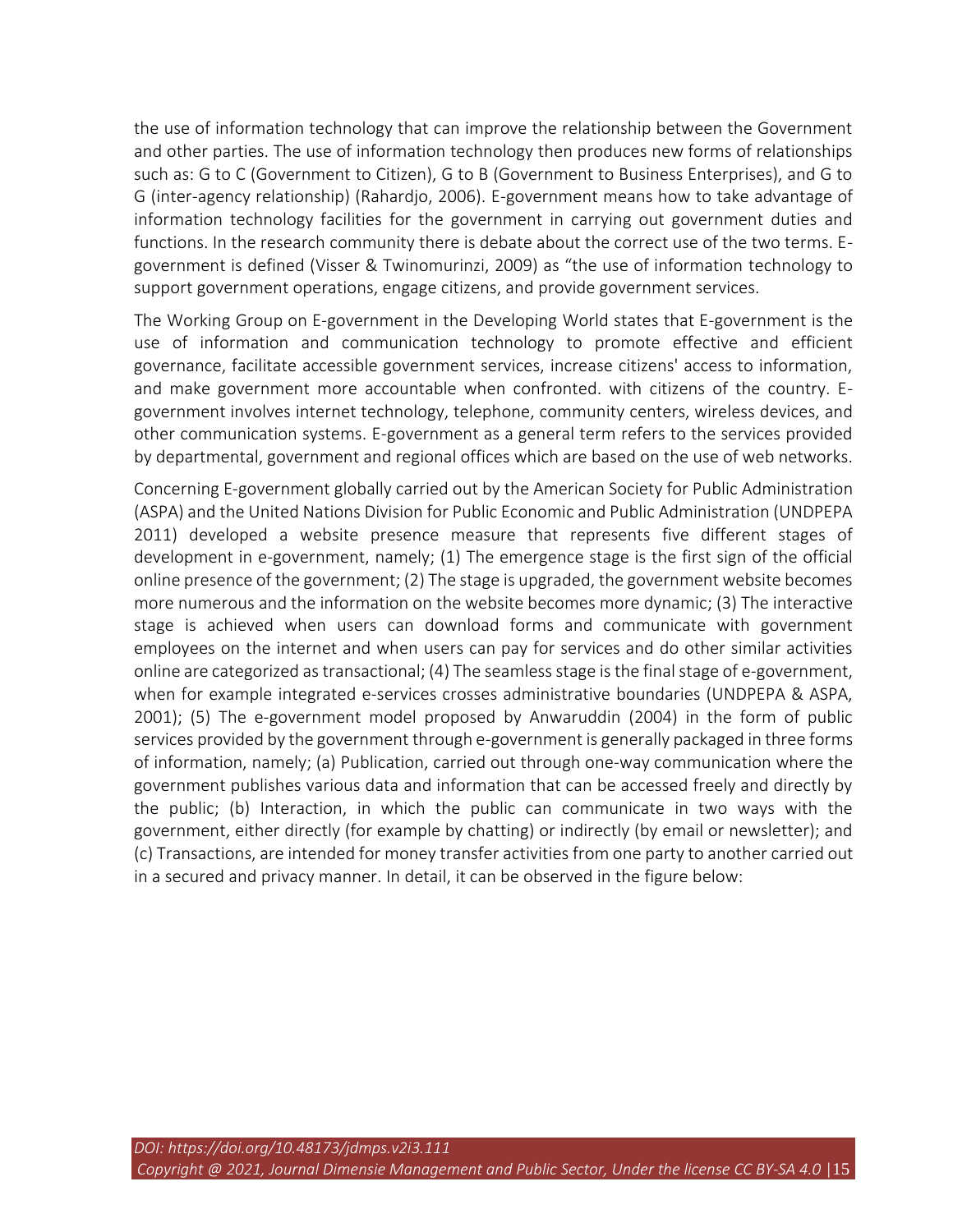the use of information technology that can improve the relationship between the Government and other parties. The use of information technology then produces new forms of relationships such as: G to C (Government to Citizen), G to B (Government to Business Enterprises), and G to G (inter-agency relationship) (Rahardjo, 2006). E-government means how to take advantage of information technology facilities for the government in carrying out government duties and functions. In the research community there is debate about the correct use of the two terms. E-government is defined (Visser & Twinomurinzi, 2009) as "the use of information technology to support government operations, engage citizens, and provide government services.

The Working Group on E-government in the Developing World states that E-government is the use of information and communication technology to promote effective and efficient governance, facilitate accessible government services, increase citizens' access to information, and make government more accountable when confronted. with citizens of the country. E-government involves internet technology, telephone, community centers, wireless devices, and other communication systems. E-government as a general term refers to the services provided by departmental, government and regional offices which are based on the use of web networks.

Concerning E-government globally carried out by the American Society for Public Administration (ASPA) and the United Nations Division for Public Economic and Public Administration (UNDPEPA 2011) developed a website presence measure that represents five different stages of development in e-government, namely; (1) The emergence stage is the first sign of the official online presence of the government; (2) The stage is upgraded, the government website becomes more numerous and the information on the website becomes more dynamic; (3) The interactive stage is achieved when users can download forms and communicate with government employees on the internet and when users can pay for services and do other similar activities online are categorized as transactional; (4) The seamless stage is the final stage of e-government, when for example integrated e-services crosses administrative boundaries (UNDPEPA & ASPA, 2001); (5) The e-government model proposed by Anwaruddin (2004) in the form of public services provided by the government through e-government is generally packaged in three forms of information, namely; (a) Publication, carried out through one-way communication where the government publishes various data and information that can be accessed freely and directly by the public; (b) Interaction, in which the public can communicate in two ways with the government, either directly (for example by chatting) or indirectly (by email or newsletter); and (c) Transactions, are intended for money transfer activities from one party to another carried out in a secured and privacy manner. In detail, it can be observed in the figure below: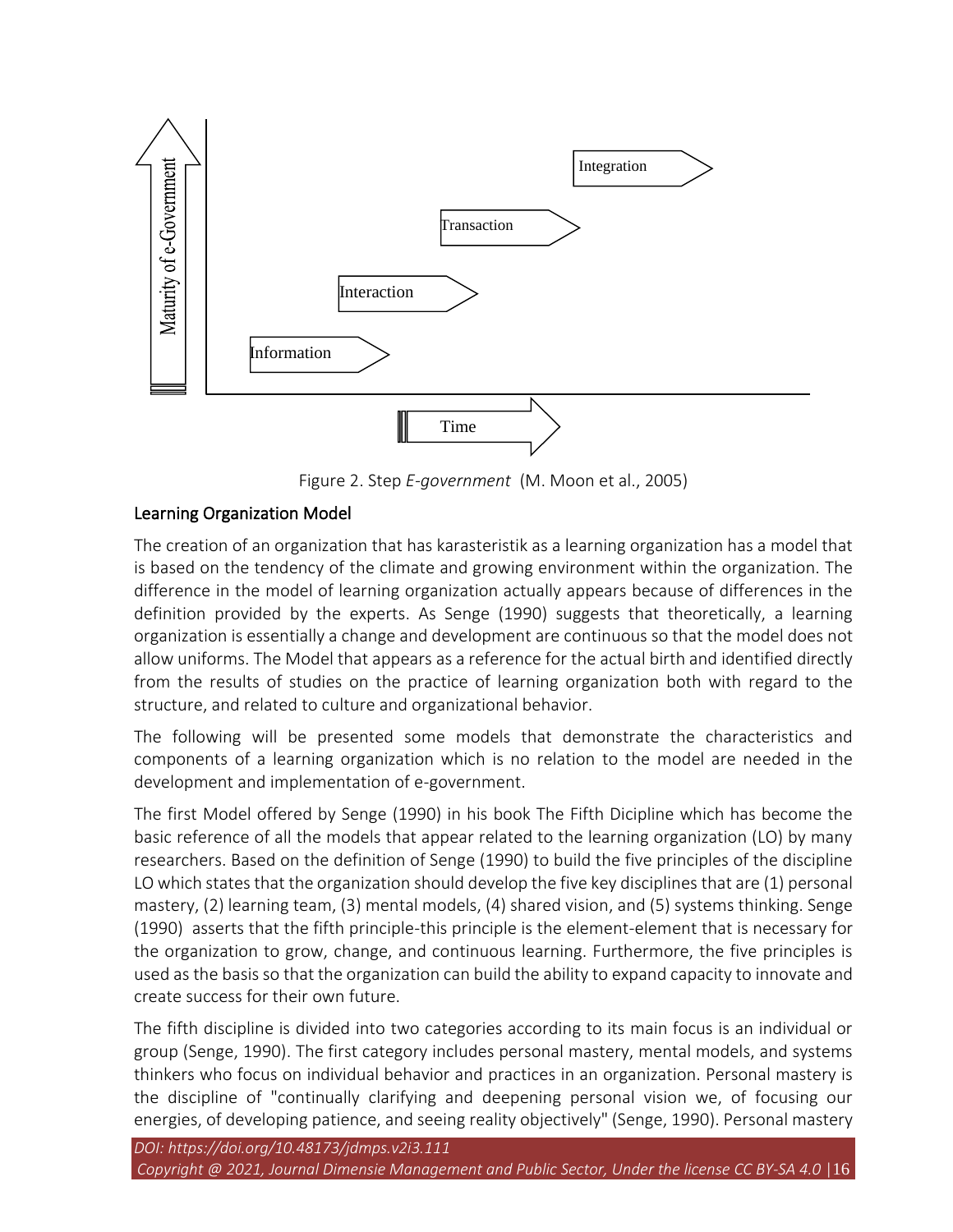Figure 2. Step *E-government* (M. Moon et al., 2005)

## Learning Organization Model

The creation of an organization that has karasteristik as a learning organization has a model that is based on the tendency of the climate and growing environment within the organization. The difference in the model of learning organization actually appears because of differences in the definition provided by the experts. As Senge (1990) suggests that theoretically, a learning organization is essentially a change and development are continuous so that the model does not allow uniforms. The Model that appears as a reference for the actual birth and identified directly from the results of studies on the practice of learning organization both with regard to the structure, and related to culture and organizational behavior.

The following will be presented some models that demonstrate the characteristics and components of a learning organization which is no relation to the model are needed in the development and implementation of e-government.

The first Model offered by Senge (1990) in his book The Fifth Dicipline which has become the basic reference of all the models that appear related to the learning organization (LO) by many researchers. Based on the definition of Senge (1990) to build the five principles of the discipline LO which states that the organization should develop the five key disciplines that are (1) personal mastery, (2) learning team, (3) mental models, (4) shared vision, and (5) systems thinking. Senge (1990) asserts that the fifth principle-this principle is the element-element that is necessary for the organization to grow, change, and continuous learning. Furthermore, the five principles is used as the basis so that the organization can build the ability to expand capacity to innovate and create success for their own future.

The fifth discipline is divided into two categories according to its main focus is an individual or group (Senge, 1990). The first category includes personal mastery, mental models, and systems thinkers who focus on individual behavior and practices in an organization. Personal mastery is the discipline of "continually clarifying and deepening personal vision we, of focusing our energies, of developing patience, and seeing reality objectively" (Senge, 1990). Personal mastery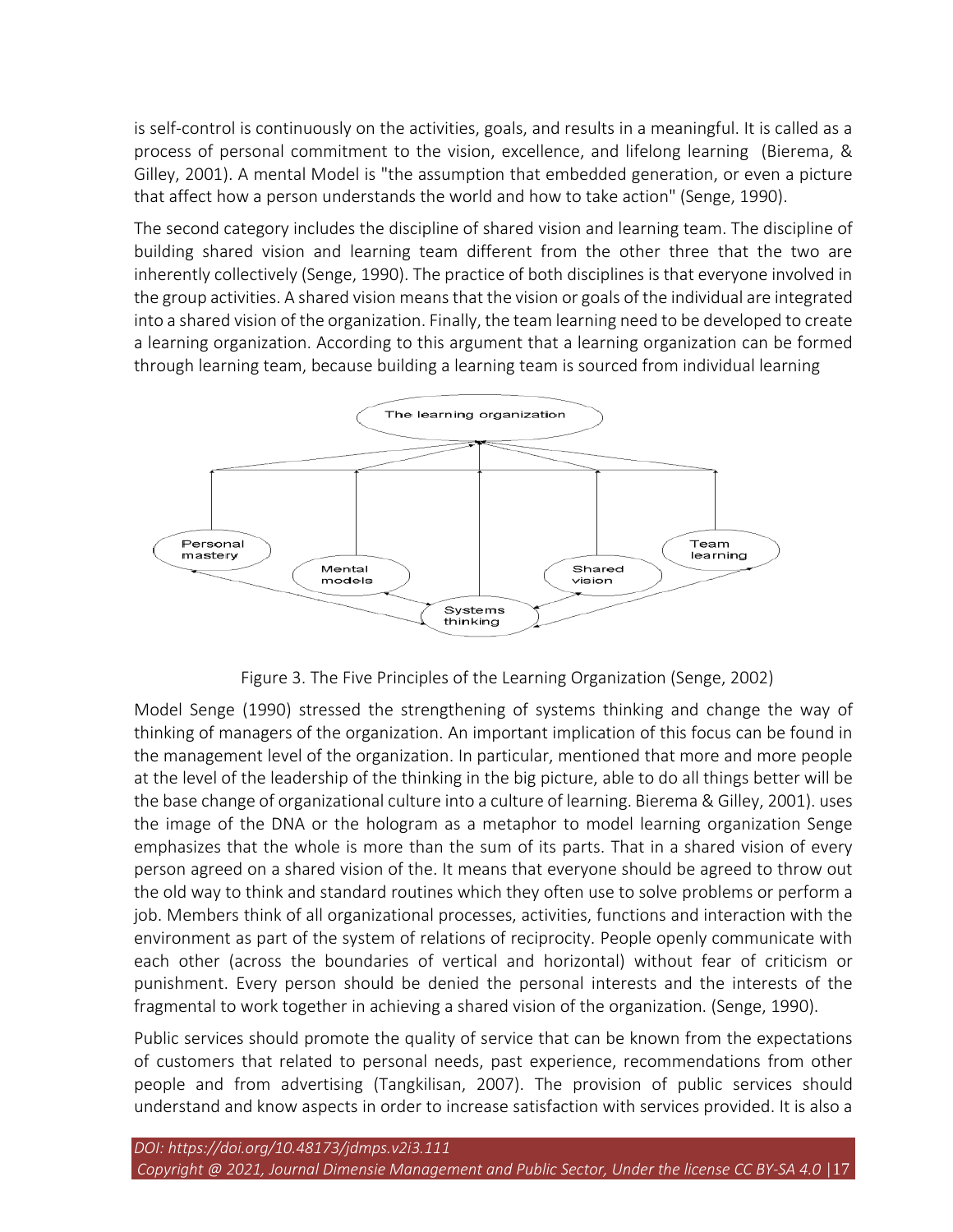is self-control is continuously on the activities, goals, and results in a meaningful. It is called as a process of personal commitment to the vision, excellence, and lifelong learning (Bierema, & Gilley, 2001). A mental Model is "the assumption that embedded generation, or even a picture that affect how a person understands the world and how to take action" (Senge, 1990).

The second category includes the discipline of shared vision and learning team. The discipline of building shared vision and learning team different from the other three that the two are inherently collectively (Senge, 1990). The practice of both disciplines is that everyone involved in the group activities. A shared vision means that the vision or goals of the individual are integrated into a shared vision of the organization. Finally, the team learning need to be developed to create a learning organization. According to this argument that a learning organization can be formed through learning team, because building a learning team is sourced from individual learning

Figure 3. The Five Principles of the Learning Organization (Senge, 2002)

Model Senge (1990) stressed the strengthening of systems thinking and change the way of thinking of managers of the organization. An important implication of this focus can be found in the management level of the organization. In particular, mentioned that more and more people at the level of the leadership of the thinking in the big picture, able to do all things better will be the base change of organizational culture into a culture of learning. Bierema & Gilley, 2001). uses the image of the DNA or the hologram as a metaphor to model learning organization Senge emphasizes that the whole is more than the sum of its parts. That in a shared vision of every person agreed on a shared vision of the. It means that everyone should be agreed to throw out the old way to think and standard routines which they often use to solve problems or perform a job. Members think of all organizational processes, activities, functions and interaction with the environment as part of the system of relations of reciprocity. People openly communicate with each other (across the boundaries of vertical and horizontal) without fear of criticism or punishment. Every person should be denied the personal interests and the interests of the fragmental to work together in achieving a shared vision of the organization. (Senge, 1990).

Public services should promote the quality of service that can be known from the expectations of customers that related to personal needs, past experience, recommendations from other people and from advertising (Tangkilisan, 2007). The provision of public services should understand and know aspects in order to increase satisfaction with services provided. It is also a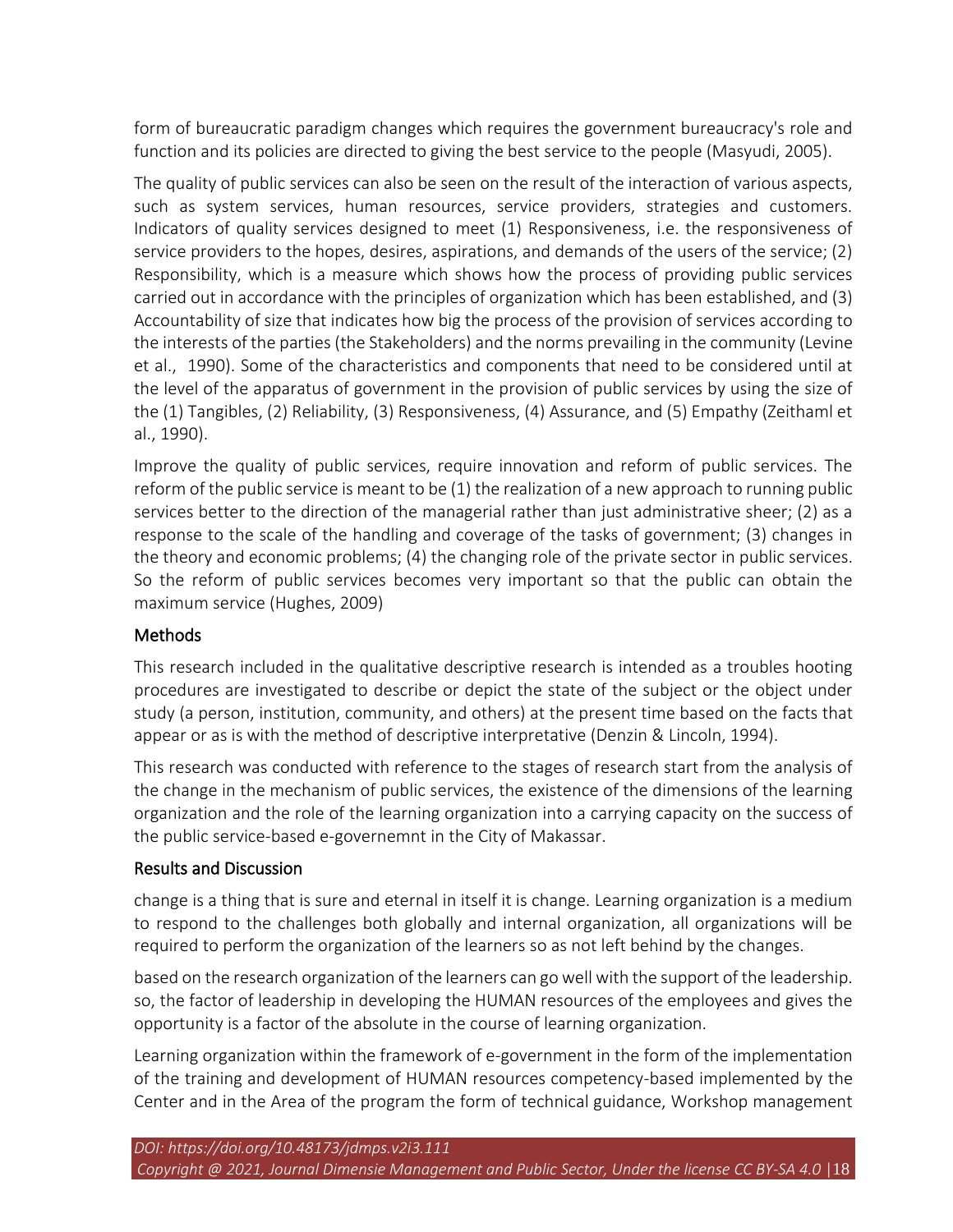form of bureaucratic paradigm changes which requires the government bureaucracy's role and function and its policies are directed to giving the best service to the people (Masyudi, 2005).

The quality of public services can also be seen on the result of the interaction of various aspects, such as system services, human resources, service providers, strategies and customers. Indicators of quality services designed to meet (1) Responsiveness, i.e. the responsiveness of service providers to the hopes, desires, aspirations, and demands of the users of the service; (2) Responsibility, which is a measure which shows how the process of providing public services carried out in accordance with the principles of organization which has been established, and (3) Accountability of size that indicates how big the process of the provision of services according to the interests of the parties (the Stakeholders) and the norms prevailing in the community (Levine et al., 1990). Some of the characteristics and components that need to be considered until at the level of the apparatus of government in the provision of public services by using the size of the (1) Tangibles, (2) Reliability, (3) Responsiveness, (4) Assurance, and (5) Empathy (Zeithaml et al., 1990).

Improve the quality of public services, require innovation and reform of public services. The reform of the public service is meant to be (1) the realization of a new approach to running public services better to the direction of the managerial rather than just administrative sheer; (2) as a response to the scale of the handling and coverage of the tasks of government; (3) changes in the theory and economic problems; (4) the changing role of the private sector in public services. So the reform of public services becomes very important so that the public can obtain the maximum service (Hughes, 2009)

## Methods

This research included in the qualitative descriptive research is intended as a troubles hooting procedures are investigated to describe or depict the state of the subject or the object under study (a person, institution, community, and others) at the present time based on the facts that appear or as is with the method of descriptive interpretative (Denzin & Lincoln, 1994).

This research was conducted with reference to the stages of research start from the analysis of the change in the mechanism of public services, the existence of the dimensions of the learning organization and the role of the learning organization into a carrying capacity on the success of the public service-based e-governemnt in the City of Makassar.

## Results and Discussion

change is a thing that is sure and eternal in itself it is change. Learning organization is a medium to respond to the challenges both globally and internal organization, all organizations will be required to perform the organization of the learners so as not left behind by the changes.

based on the research organization of the learners can go well with the support of the leadership. so, the factor of leadership in developing the HUMAN resources of the employees and gives the opportunity is a factor of the absolute in the course of learning organization.

Learning organization within the framework of e-government in the form of the implementation of the training and development of HUMAN resources competency-based implemented by the Center and in the Area of the program the form of technical guidance, Workshop management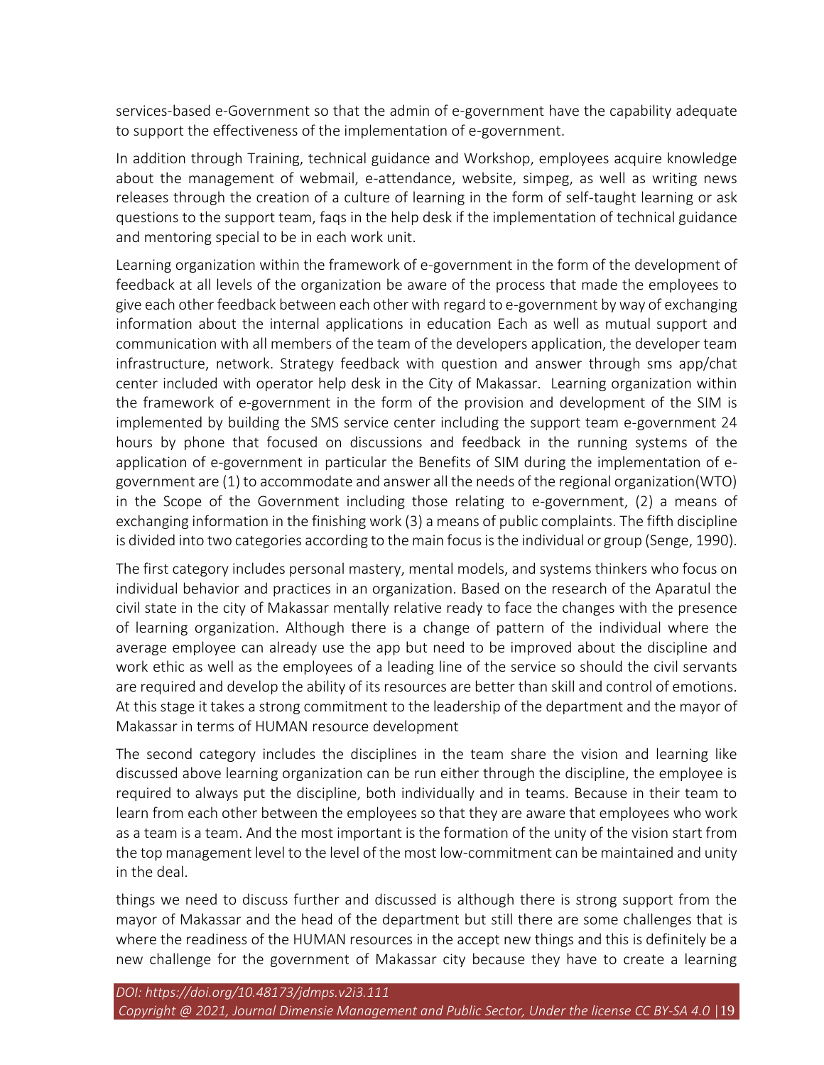services-based e-Government so that the admin of e-government have the capability adequate to support the effectiveness of the implementation of e-government.

In addition through Training, technical guidance and Workshop, employees acquire knowledge about the management of webmail, e-attendance, website, simpeg, as well as writing news releases through the creation of a culture of learning in the form of self-taught learning or ask questions to the support team, faqs in the help desk if the implementation of technical guidance and mentoring special to be in each work unit.

Learning organization within the framework of e-government in the form of the development of feedback at all levels of the organization be aware of the process that made the employees to give each other feedback between each other with regard to e-government by way of exchanging information about the internal applications in education Each as well as mutual support and communication with all members of the team of the developers application, the developer team infrastructure, network. Strategy feedback with question and answer through sms app/chat center included with operator help desk in the City of Makassar. Learning organization within the framework of e-government in the form of the provision and development of the SIM is implemented by building the SMS service center including the support team e-government 24 hours by phone that focused on discussions and feedback in the running systems of the application of e-government in particular the Benefits of SIM during the implementation of e-government are (1) to accommodate and answer all the needs of the regional organization(WTO) in the Scope of the Government including those relating to e-government, (2) a means of exchanging information in the finishing work (3) a means of public complaints. The fifth discipline is divided into two categories according to the main focus is the individual or group (Senge, 1990).

The first category includes personal mastery, mental models, and systems thinkers who focus on individual behavior and practices in an organization. Based on the research of the Aparatul the civil state in the city of Makassar mentally relative ready to face the changes with the presence of learning organization. Although there is a change of pattern of the individual where the average employee can already use the app but need to be improved about the discipline and work ethic as well as the employees of a leading line of the service so should the civil servants are required and develop the ability of its resources are better than skill and control of emotions. At this stage it takes a strong commitment to the leadership of the department and the mayor of Makassar in terms of HUMAN resource development

The second category includes the disciplines in the team share the vision and learning like discussed above learning organization can be run either through the discipline, the employee is required to always put the discipline, both individually and in teams. Because in their team to learn from each other between the employees so that they are aware that employees who work as a team is a team. And the most important is the formation of the unity of the vision start from the top management level to the level of the most low-commitment can be maintained and unity in the deal.

things we need to discuss further and discussed is although there is strong support from the mayor of Makassar and the head of the department but still there are some challenges that is where the readiness of the HUMAN resources in the accept new things and this is definitely be a new challenge for the government of Makassar city because they have to create a learning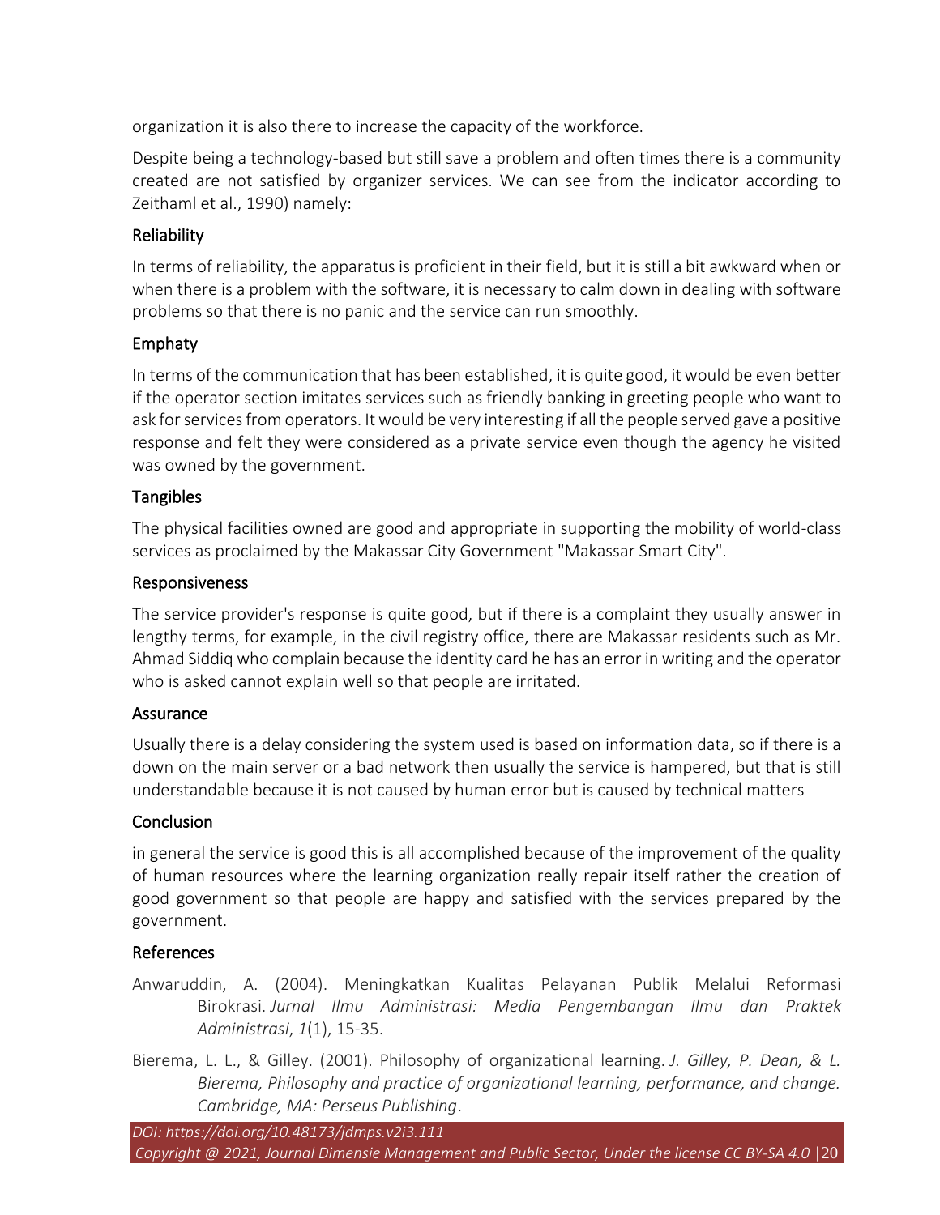organization it is also there to increase the capacity of the workforce.

Despite being a technology-based but still save a problem and often times there is a community created are not satisfied by organizer services. We can see from the indicator according to Zeithaml et al., 1990) namely:

### Reliability

In terms of reliability, the apparatus is proficient in their field, but it is still a bit awkward when or when there is a problem with the software, it is necessary to calm down in dealing with software problems so that there is no panic and the service can run smoothly.

### Emphaty

In terms of the communication that has been established, it is quite good, it would be even better if the operator section imitates services such as friendly banking in greeting people who want to ask for services from operators. It would be very interesting if all the people served gave a positive response and felt they were considered as a private service even though the agency he visited was owned by the government.

### Tangibles

The physical facilities owned are good and appropriate in supporting the mobility of world-class services as proclaimed by the Makassar City Government "Makassar Smart City".

### Responsiveness

The service provider's response is quite good, but if there is a complaint they usually answer in lengthy terms, for example, in the civil registry office, there are Makassar residents such as Mr. Ahmad Siddiq who complain because the identity card he has an error in writing and the operator who is asked cannot explain well so that people are irritated.

### Assurance

Usually there is a delay considering the system used is based on information data, so if there is a down on the main server or a bad network then usually the service is hampered, but that is still understandable because it is not caused by human error but is caused by technical matters

## Conclusion

in general the service is good this is all accomplished because of the improvement of the quality of human resources where the learning organization really repair itself rather the creation of good government so that people are happy and satisfied with the services prepared by the government.

## References

Anwaruddin, A. (2004). Meningkatkan Kualitas Pelayanan Publik Melalui Reformasi Birokrasi. *Jurnal Ilmu Administrasi: Media Pengembangan Ilmu dan Praktek Administrasi*, *1*(1), 15-35.

Bierema, L. L., & Gilley. (2001). Philosophy of organizational learning. *J. Gilley, P. Dean, & L. Bierema, Philosophy and practice of organizational learning, performance, and change. Cambridge, MA: Perseus Publishing*.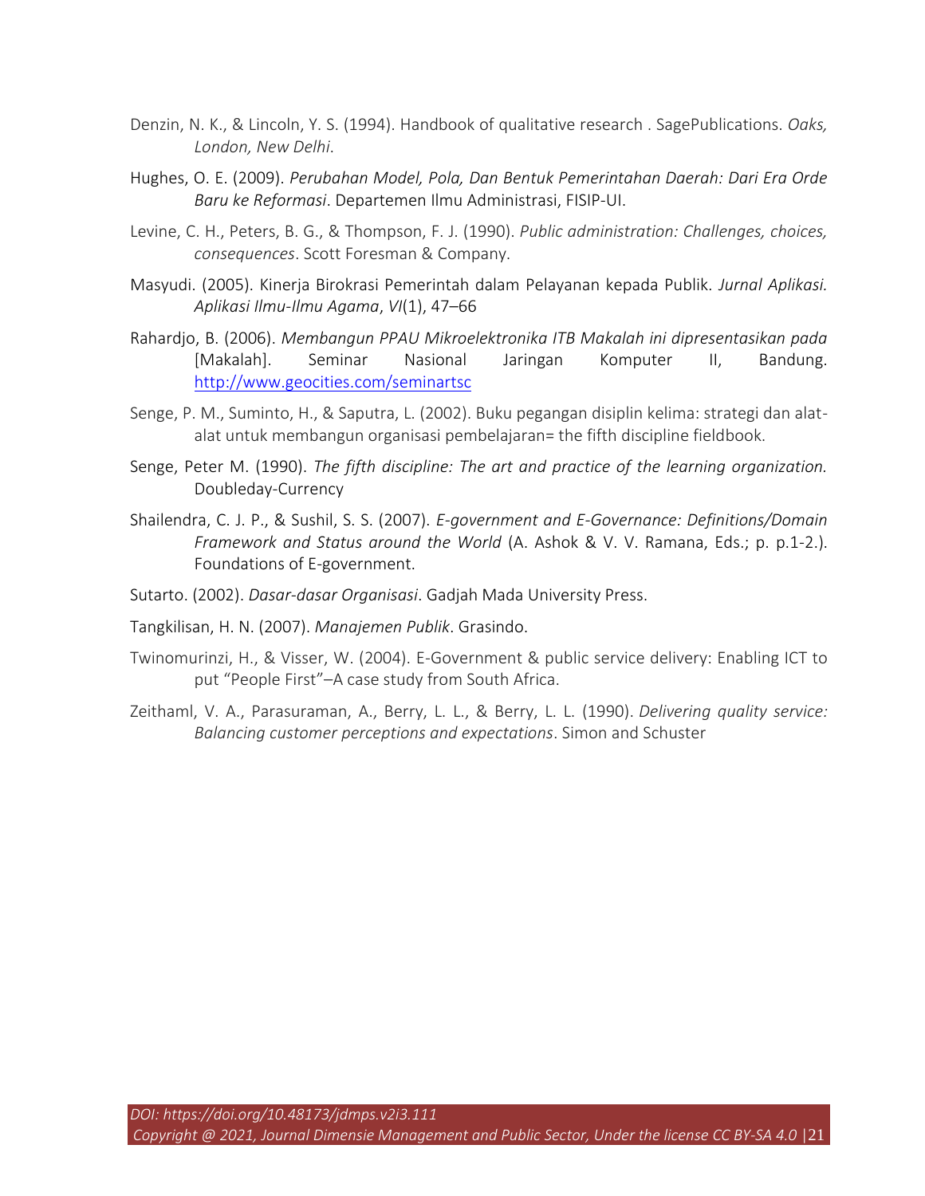Denzin, N. K., & Lincoln, Y. S. (1994). Handbook of qualitative research . SagePublications. *Oaks, London, New Delhi*.

Hughes, O. E. (2009). *Perubahan Model, Pola, Dan Bentuk Pemerintahan Daerah: Dari Era Orde Baru ke Reformasi*. Departemen Ilmu Administrasi, FISIP-UI.

Levine, C. H., Peters, B. G., & Thompson, F. J. (1990). *Public administration: Challenges, choices, consequences*. Scott Foresman & Company.

Masyudi. (2005). Kinerja Birokrasi Pemerintah dalam Pelayanan kepada Publik. *Jurnal Aplikasi. Aplikasi Ilmu-Ilmu Agama*, *VI*(1), 47–66

Rahardjo, B. (2006). *Membangun PPAU Mikroelektronika ITB Makalah ini dipresentasikan pada* [Makalah]. Seminar Nasional Jaringan Komputer II, Bandung. http://www.geocities.com/seminartsc

Senge, P. M., Suminto, H., & Saputra, L. (2002). Buku pegangan disiplin kelima: strategi dan alat-alat untuk membangun organisasi pembelajaran= the fifth discipline fieldbook.

Senge, Peter M. (1990). *The fifth discipline: The art and practice of the learning organization.* Doubleday-Currency

Shailendra, C. J. P., & Sushil, S. S. (2007). *E-government and E-Governance: Definitions/Domain Framework and Status around the World* (A. Ashok & V. V. Ramana, Eds.; p. p.1-2.). Foundations of E-government.

Sutarto. (2002). *Dasar-dasar Organisasi*. Gadjah Mada University Press.

Tangkilisan, H. N. (2007). *Manajemen Publik*. Grasindo.

Twinomurinzi, H., & Visser, W. (2004). E-Government & public service delivery: Enabling ICT to put "People First"–A case study from South Africa.

Zeithaml, V. A., Parasuraman, A., Berry, L. L., & Berry, L. L. (1990). *Delivering quality service: Balancing customer perceptions and expectations*. Simon and Schuster